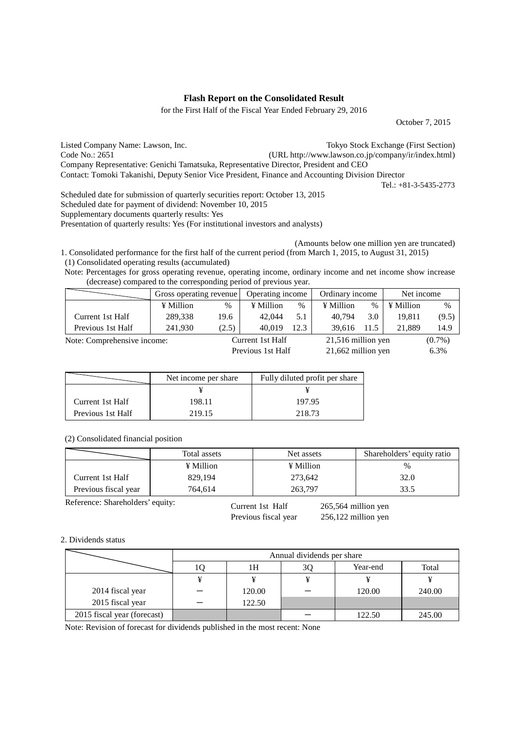# Flash Report on the Consolidated Result

for the First Half of the Fiscal Year Ended February 29, 2016

October 7, 2015

Listed Company Name: Lawson, Inc. Tokyo Stock Exchange (First Section)
Code No.: 2651 (URL http://www.lawson.co.jp/company/ir/index.html)
Company Representative: Genichi Tamatsuka, Representative Director, President and CEO
Contact: Tomoki Takanishi, Deputy Senior Vice President, Finance and Accounting Division Director
Tel.: +81-3-5435-2773

Scheduled date for submission of quarterly securities report: October 13, 2015
Scheduled date for payment of dividend: November 10, 2015
Supplementary documents quarterly results: Yes
Presentation of quarterly results: Yes (For institutional investors and analysts)

(Amounts below one million yen are truncated)

1. Consolidated performance for the first half of the current period (from March 1, 2015, to August 31, 2015)

(1) Consolidated operating results (accumulated)

Note: Percentages for gross operating revenue, operating income, ordinary income and net income show increase (decrease) compared to the corresponding period of previous year.

| | Gross operating revenue | | Operating income | | Ordinary income | | Net income | |
|---|---|---|---|---|---|---|---|---|
| | ¥ Million | % | ¥ Million | % | ¥ Million | % | ¥ Million | % |
| Current 1st Half | 289,338 | 19.6 | 42,044 | 5.1 | 40,794 | 3.0 | 19,811 | (9.5) |
| Previous 1st Half | 241,930 | (2.5) | 40,019 | 12.3 | 39,616 | 11.5 | 21,889 | 14.9 |

Note: Comprehensive income: Current 1st Half 21,516 million yen (0.7%)
Previous 1st Half 21,662 million yen 6.3%

| | Net income per share | Fully diluted profit per share |
|---|---|---|
| | ¥ | ¥ |
| Current 1st Half | 198.11 | 197.95 |
| Previous 1st Half | 219.15 | 218.73 |

(2) Consolidated financial position

| | Total assets | Net assets | Shareholders' equity ratio |
|---|---|---|---|
| | ¥ Million | ¥ Million | % |
| Current 1st Half | 829,194 | 273,642 | 32.0 |
| Previous fiscal year | 764,614 | 263,797 | 33.5 |

Reference: Shareholders' equity: Current 1st Half 265,564 million yen
Previous fiscal year 256,122 million yen

2. Dividends status

| | Annual dividends per share | | | | |
|---|---|---|---|---|---|
| | 1Q | 1H | 3Q | Year-end | Total |
| | ¥ | ¥ | ¥ | ¥ | ¥ |
| 2014 fiscal year | – | 120.00 | – | 120.00 | 240.00 |
| 2015 fiscal year | – | 122.50 | | | |
| 2015 fiscal year (forecast) | | | – | 122.50 | 245.00 |

Note: Revision of forecast for dividends published in the most recent: None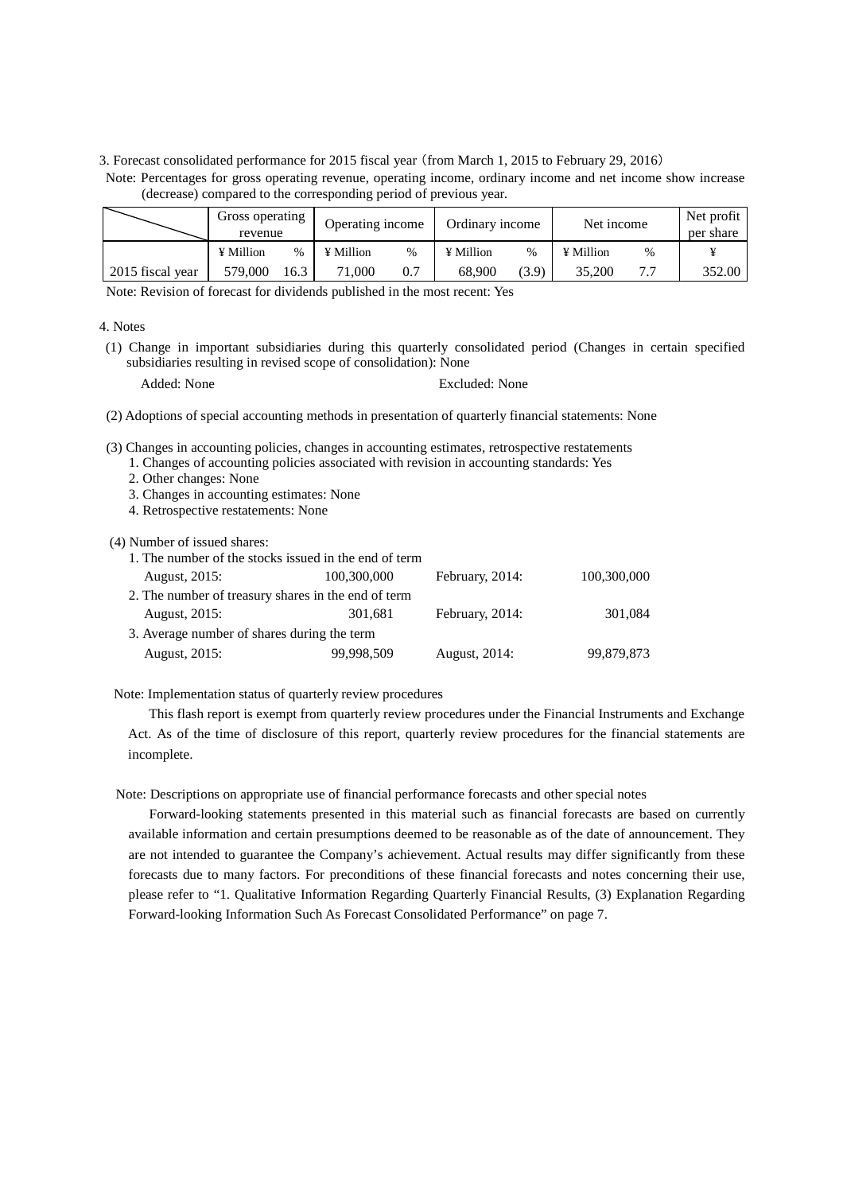3. Forecast consolidated performance for 2015 fiscal year (from March 1, 2015 to February 29, 2016)

Note: Percentages for gross operating revenue, operating income, ordinary income and net income show increase (decrease) compared to the corresponding period of previous year.

| | Gross operating revenue | | Operating income | | Ordinary income | | Net income | | Net profit per share |
|---|---|---|---|---|---|---|---|---|---|
| | ¥ Million | % | ¥ Million | % | ¥ Million | % | ¥ Million | % | ¥ |
| 2015 fiscal year | 579,000 | 16.3 | 71,000 | 0.7 | 68,900 | (3.9) | 35,200 | 7.7 | 352.00 |

Note: Revision of forecast for dividends published in the most recent: Yes

4. Notes

(1) Change in important subsidiaries during this quarterly consolidated period (Changes in certain specified subsidiaries resulting in revised scope of consolidation): None

Added: None　　　　Excluded: None

(2) Adoptions of special accounting methods in presentation of quarterly financial statements: None

(3) Changes in accounting policies, changes in accounting estimates, retrospective restatements

1. Changes of accounting policies associated with revision in accounting standards: Yes
2. Other changes: None
3. Changes in accounting estimates: None
4. Retrospective restatements: None

(4) Number of issued shares:

| | | | |
|---|---|---|---|
| 1. The number of the stocks issued in the end of term | | | |
| August, 2015: | 100,300,000 | February, 2014: | 100,300,000 |
| 2. The number of treasury shares in the end of term | | | |
| August, 2015: | 301,681 | February, 2014: | 301,084 |
| 3. Average number of shares during the term | | | |
| August, 2015: | 99,998,509 | August, 2014: | 99,879,873 |

Note: Implementation status of quarterly review procedures

This flash report is exempt from quarterly review procedures under the Financial Instruments and Exchange Act. As of the time of disclosure of this report, quarterly review procedures for the financial statements are incomplete.

Note: Descriptions on appropriate use of financial performance forecasts and other special notes

Forward-looking statements presented in this material such as financial forecasts are based on currently available information and certain presumptions deemed to be reasonable as of the date of announcement. They are not intended to guarantee the Company's achievement. Actual results may differ significantly from these forecasts due to many factors. For preconditions of these financial forecasts and notes concerning their use, please refer to "1. Qualitative Information Regarding Quarterly Financial Results, (3) Explanation Regarding Forward-looking Information Such As Forecast Consolidated Performance" on page 7.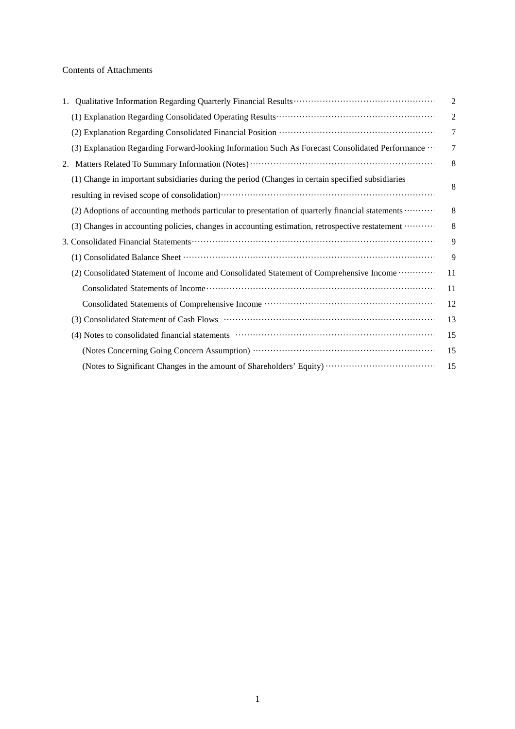Contents of Attachments

| | |
|---|---|
| 1. Qualitative Information Regarding Quarterly Financial Results | 2 |
| (1) Explanation Regarding Consolidated Operating Results | 2 |
| (2) Explanation Regarding Consolidated Financial Position | 7 |
| (3) Explanation Regarding Forward-looking Information Such As Forecast Consolidated Performance | 7 |
| 2. Matters Related To Summary Information (Notes) | 8 |
| (1) Change in important subsidiaries during the period (Changes in certain specified subsidiaries resulting in revised scope of consolidation) | 8 |
| (2) Adoptions of accounting methods particular to presentation of quarterly financial statements | 8 |
| (3) Changes in accounting policies, changes in accounting estimation, retrospective restatement | 8 |
| 3. Consolidated Financial Statements | 9 |
| (1) Consolidated Balance Sheet | 9 |
| (2) Consolidated Statement of Income and Consolidated Statement of Comprehensive Income | 11 |
| Consolidated Statements of Income | 11 |
| Consolidated Statements of Comprehensive Income | 12 |
| (3) Consolidated Statement of Cash Flows | 13 |
| (4) Notes to consolidated financial statements | 15 |
| (Notes Concerning Going Concern Assumption) | 15 |
| (Notes to Significant Changes in the amount of Shareholders' Equity) | 15 |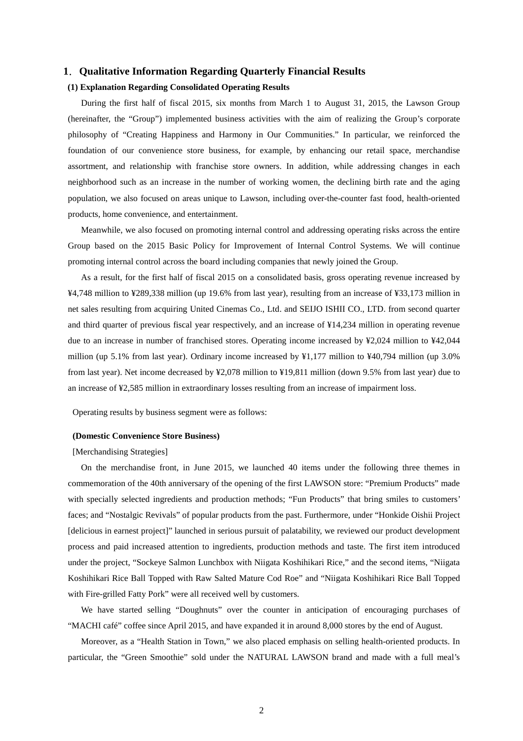# 1. Qualitative Information Regarding Quarterly Financial Results

## (1) Explanation Regarding Consolidated Operating Results

During the first half of fiscal 2015, six months from March 1 to August 31, 2015, the Lawson Group (hereinafter, the "Group") implemented business activities with the aim of realizing the Group's corporate philosophy of "Creating Happiness and Harmony in Our Communities." In particular, we reinforced the foundation of our convenience store business, for example, by enhancing our retail space, merchandise assortment, and relationship with franchise store owners. In addition, while addressing changes in each neighborhood such as an increase in the number of working women, the declining birth rate and the aging population, we also focused on areas unique to Lawson, including over-the-counter fast food, health-oriented products, home convenience, and entertainment.

Meanwhile, we also focused on promoting internal control and addressing operating risks across the entire Group based on the 2015 Basic Policy for Improvement of Internal Control Systems. We will continue promoting internal control across the board including companies that newly joined the Group.

As a result, for the first half of fiscal 2015 on a consolidated basis, gross operating revenue increased by ¥4,748 million to ¥289,338 million (up 19.6% from last year), resulting from an increase of ¥33,173 million in net sales resulting from acquiring United Cinemas Co., Ltd. and SEIJO ISHII CO., LTD. from second quarter and third quarter of previous fiscal year respectively, and an increase of ¥14,234 million in operating revenue due to an increase in number of franchised stores. Operating income increased by ¥2,024 million to ¥42,044 million (up 5.1% from last year). Ordinary income increased by ¥1,177 million to ¥40,794 million (up 3.0% from last year). Net income decreased by ¥2,078 million to ¥19,811 million (down 9.5% from last year) due to an increase of ¥2,585 million in extraordinary losses resulting from an increase of impairment loss.

Operating results by business segment were as follows:

**(Domestic Convenience Store Business)**

[Merchandising Strategies]

On the merchandise front, in June 2015, we launched 40 items under the following three themes in commemoration of the 40th anniversary of the opening of the first LAWSON store: "Premium Products" made with specially selected ingredients and production methods; "Fun Products" that bring smiles to customers' faces; and "Nostalgic Revivals" of popular products from the past. Furthermore, under "Honkide Oishii Project [delicious in earnest project]" launched in serious pursuit of palatability, we reviewed our product development process and paid increased attention to ingredients, production methods and taste. The first item introduced under the project, "Sockeye Salmon Lunchbox with Niigata Koshihikari Rice," and the second items, "Niigata Koshihikari Rice Ball Topped with Raw Salted Mature Cod Roe" and "Niigata Koshihikari Rice Ball Topped with Fire-grilled Fatty Pork" were all received well by customers.

We have started selling "Doughnuts" over the counter in anticipation of encouraging purchases of "MACHI café" coffee since April 2015, and have expanded it in around 8,000 stores by the end of August.

Moreover, as a "Health Station in Town," we also placed emphasis on selling health-oriented products. In particular, the "Green Smoothie" sold under the NATURAL LAWSON brand and made with a full meal's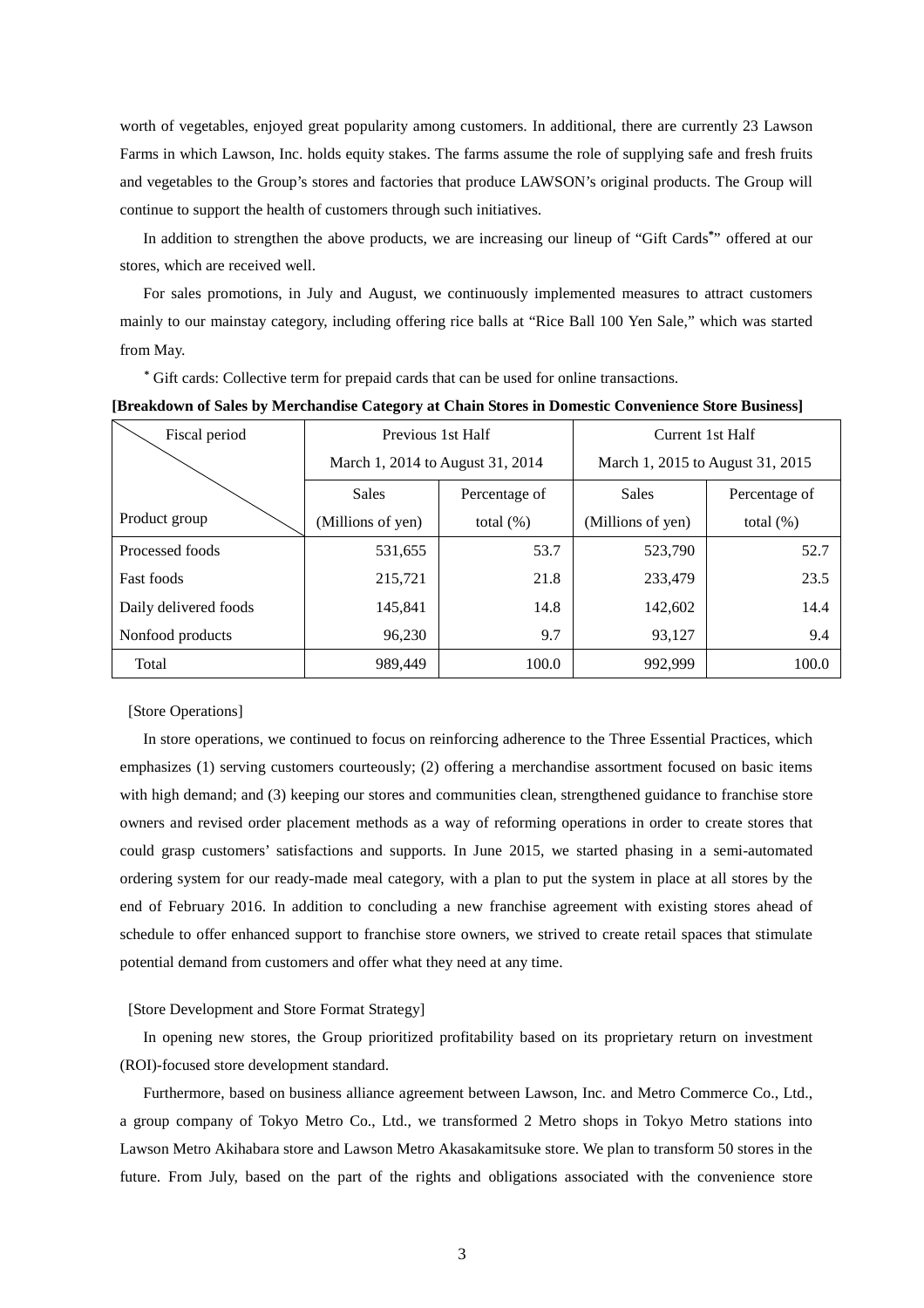worth of vegetables, enjoyed great popularity among customers. In additional, there are currently 23 Lawson Farms in which Lawson, Inc. holds equity stakes. The farms assume the role of supplying safe and fresh fruits and vegetables to the Group's stores and factories that produce LAWSON's original products. The Group will continue to support the health of customers through such initiatives.

In addition to strengthen the above products, we are increasing our lineup of "Gift Cards*" offered at our stores, which are received well.

For sales promotions, in July and August, we continuously implemented measures to attract customers mainly to our mainstay category, including offering rice balls at "Rice Ball 100 Yen Sale," which was started from May.

* Gift cards: Collective term for prepaid cards that can be used for online transactions.

**[Breakdown of Sales by Merchandise Category at Chain Stores in Domestic Convenience Store Business]**

| Fiscal period / Product group | Previous 1st Half March 1, 2014 to August 31, 2014 | | Current 1st Half March 1, 2015 to August 31, 2015 | |
|---|---|---|---|---|
| | Sales (Millions of yen) | Percentage of total (%) | Sales (Millions of yen) | Percentage of total (%) |
| Processed foods | 531,655 | 53.7 | 523,790 | 52.7 |
| Fast foods | 215,721 | 21.8 | 233,479 | 23.5 |
| Daily delivered foods | 145,841 | 14.8 | 142,602 | 14.4 |
| Nonfood products | 96,230 | 9.7 | 93,127 | 9.4 |
| Total | 989,449 | 100.0 | 992,999 | 100.0 |

[Store Operations]

In store operations, we continued to focus on reinforcing adherence to the Three Essential Practices, which emphasizes (1) serving customers courteously; (2) offering a merchandise assortment focused on basic items with high demand; and (3) keeping our stores and communities clean, strengthened guidance to franchise store owners and revised order placement methods as a way of reforming operations in order to create stores that could grasp customers' satisfactions and supports. In June 2015, we started phasing in a semi-automated ordering system for our ready-made meal category, with a plan to put the system in place at all stores by the end of February 2016. In addition to concluding a new franchise agreement with existing stores ahead of schedule to offer enhanced support to franchise store owners, we strived to create retail spaces that stimulate potential demand from customers and offer what they need at any time.

[Store Development and Store Format Strategy]

In opening new stores, the Group prioritized profitability based on its proprietary return on investment (ROI)-focused store development standard.

Furthermore, based on business alliance agreement between Lawson, Inc. and Metro Commerce Co., Ltd., a group company of Tokyo Metro Co., Ltd., we transformed 2 Metro shops in Tokyo Metro stations into Lawson Metro Akihabara store and Lawson Metro Akasakamitsuke store. We plan to transform 50 stores in the future. From July, based on the part of the rights and obligations associated with the convenience store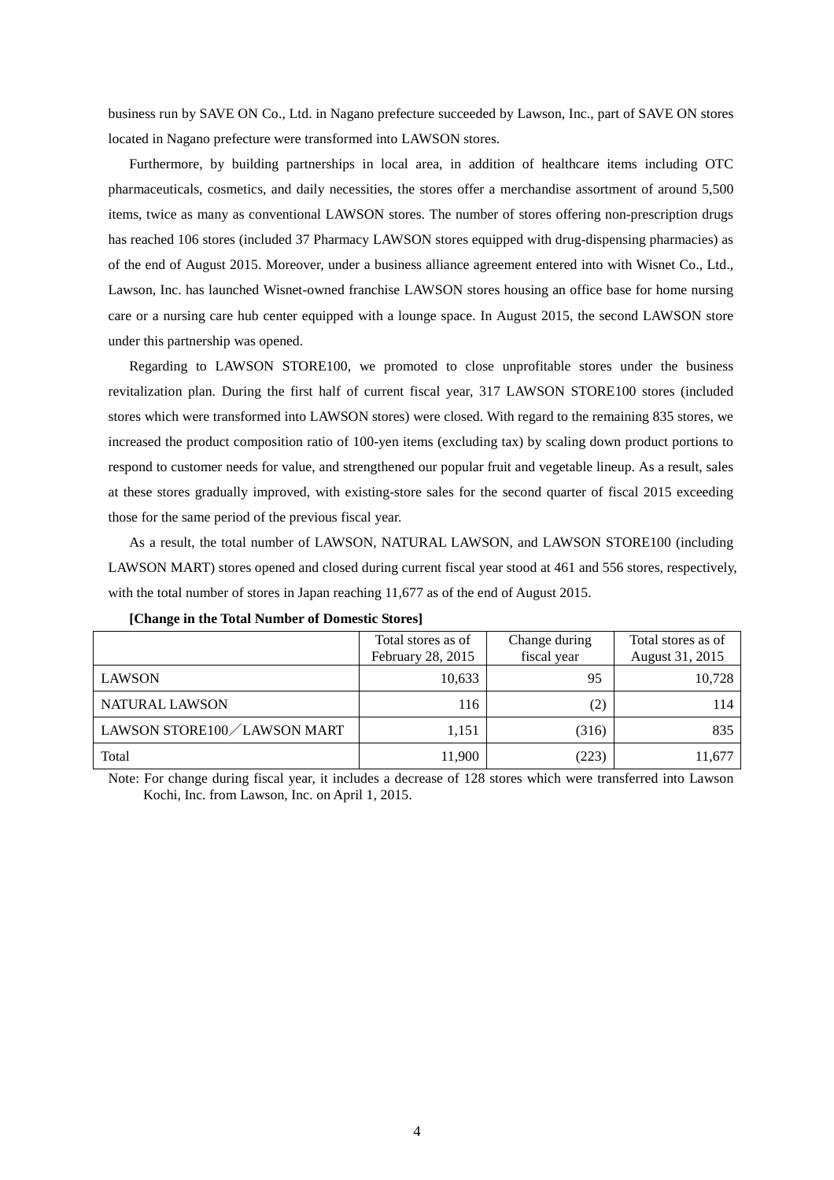business run by SAVE ON Co., Ltd. in Nagano prefecture succeeded by Lawson, Inc., part of SAVE ON stores located in Nagano prefecture were transformed into LAWSON stores.

Furthermore, by building partnerships in local area, in addition of healthcare items including OTC pharmaceuticals, cosmetics, and daily necessities, the stores offer a merchandise assortment of around 5,500 items, twice as many as conventional LAWSON stores. The number of stores offering non-prescription drugs has reached 106 stores (included 37 Pharmacy LAWSON stores equipped with drug-dispensing pharmacies) as of the end of August 2015. Moreover, under a business alliance agreement entered into with Wisnet Co., Ltd., Lawson, Inc. has launched Wisnet-owned franchise LAWSON stores housing an office base for home nursing care or a nursing care hub center equipped with a lounge space. In August 2015, the second LAWSON store under this partnership was opened.

Regarding to LAWSON STORE100, we promoted to close unprofitable stores under the business revitalization plan. During the first half of current fiscal year, 317 LAWSON STORE100 stores (included stores which were transformed into LAWSON stores) were closed. With regard to the remaining 835 stores, we increased the product composition ratio of 100-yen items (excluding tax) by scaling down product portions to respond to customer needs for value, and strengthened our popular fruit and vegetable lineup. As a result, sales at these stores gradually improved, with existing-store sales for the second quarter of fiscal 2015 exceeding those for the same period of the previous fiscal year.

As a result, the total number of LAWSON, NATURAL LAWSON, and LAWSON STORE100 (including LAWSON MART) stores opened and closed during current fiscal year stood at 461 and 556 stores, respectively, with the total number of stores in Japan reaching 11,677 as of the end of August 2015.

**[Change in the Total Number of Domestic Stores]**

| | Total stores as of February 28, 2015 | Change during fiscal year | Total stores as of August 31, 2015 |
|---|---|---|---|
| LAWSON | 10,633 | 95 | 10,728 |
| NATURAL LAWSON | 116 | (2) | 114 |
| LAWSON STORE100／LAWSON MART | 1,151 | (316) | 835 |
| Total | 11,900 | (223) | 11,677 |

Note: For change during fiscal year, it includes a decrease of 128 stores which were transferred into Lawson Kochi, Inc. from Lawson, Inc. on April 1, 2015.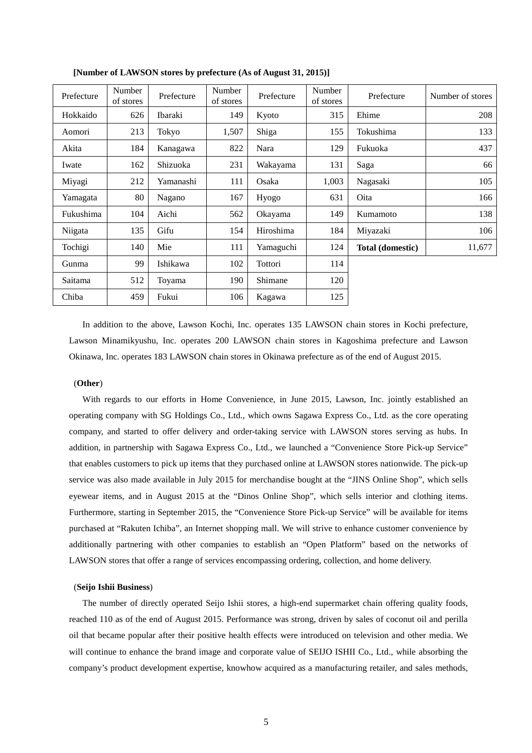**[Number of LAWSON stores by prefecture (As of August 31, 2015)]**

| Prefecture | Number of stores | Prefecture | Number of stores | Prefecture | Number of stores | Prefecture | Number of stores |
|---|---|---|---|---|---|---|---|
| Hokkaido | 626 | Ibaraki | 149 | Kyoto | 315 | Ehime | 208 |
| Aomori | 213 | Tokyo | 1,507 | Shiga | 155 | Tokushima | 133 |
| Akita | 184 | Kanagawa | 822 | Nara | 129 | Fukuoka | 437 |
| Iwate | 162 | Shizuoka | 231 | Wakayama | 131 | Saga | 66 |
| Miyagi | 212 | Yamanashi | 111 | Osaka | 1,003 | Nagasaki | 105 |
| Yamagata | 80 | Nagano | 167 | Hyogo | 631 | Oita | 166 |
| Fukushima | 104 | Aichi | 562 | Okayama | 149 | Kumamoto | 138 |
| Niigata | 135 | Gifu | 154 | Hiroshima | 184 | Miyazaki | 106 |
| Tochigi | 140 | Mie | 111 | Yamaguchi | 124 | **Total (domestic)** | 11,677 |
| Gunma | 99 | Ishikawa | 102 | Tottori | 114 | | |
| Saitama | 512 | Toyama | 190 | Shimane | 120 | | |
| Chiba | 459 | Fukui | 106 | Kagawa | 125 | | |

In addition to the above, Lawson Kochi, Inc. operates 135 LAWSON chain stores in Kochi prefecture, Lawson Minamikyushu, Inc. operates 200 LAWSON chain stores in Kagoshima prefecture and Lawson Okinawa, Inc. operates 183 LAWSON chain stores in Okinawa prefecture as of the end of August 2015.

(**Other**)

With regards to our efforts in Home Convenience, in June 2015, Lawson, Inc. jointly established an operating company with SG Holdings Co., Ltd., which owns Sagawa Express Co., Ltd. as the core operating company, and started to offer delivery and order-taking service with LAWSON stores serving as hubs. In addition, in partnership with Sagawa Express Co., Ltd., we launched a "Convenience Store Pick-up Service" that enables customers to pick up items that they purchased online at LAWSON stores nationwide. The pick-up service was also made available in July 2015 for merchandise bought at the "JINS Online Shop", which sells eyewear items, and in August 2015 at the "Dinos Online Shop", which sells interior and clothing items. Furthermore, starting in September 2015, the "Convenience Store Pick-up Service" will be available for items purchased at "Rakuten Ichiba", an Internet shopping mall. We will strive to enhance customer convenience by additionally partnering with other companies to establish an "Open Platform" based on the networks of LAWSON stores that offer a range of services encompassing ordering, collection, and home delivery.

(**Seijo Ishii Business**)

The number of directly operated Seijo Ishii stores, a high-end supermarket chain offering quality foods, reached 110 as of the end of August 2015. Performance was strong, driven by sales of coconut oil and perilla oil that became popular after their positive health effects were introduced on television and other media. We will continue to enhance the brand image and corporate value of SEIJO ISHII Co., Ltd., while absorbing the company's product development expertise, knowhow acquired as a manufacturing retailer, and sales methods,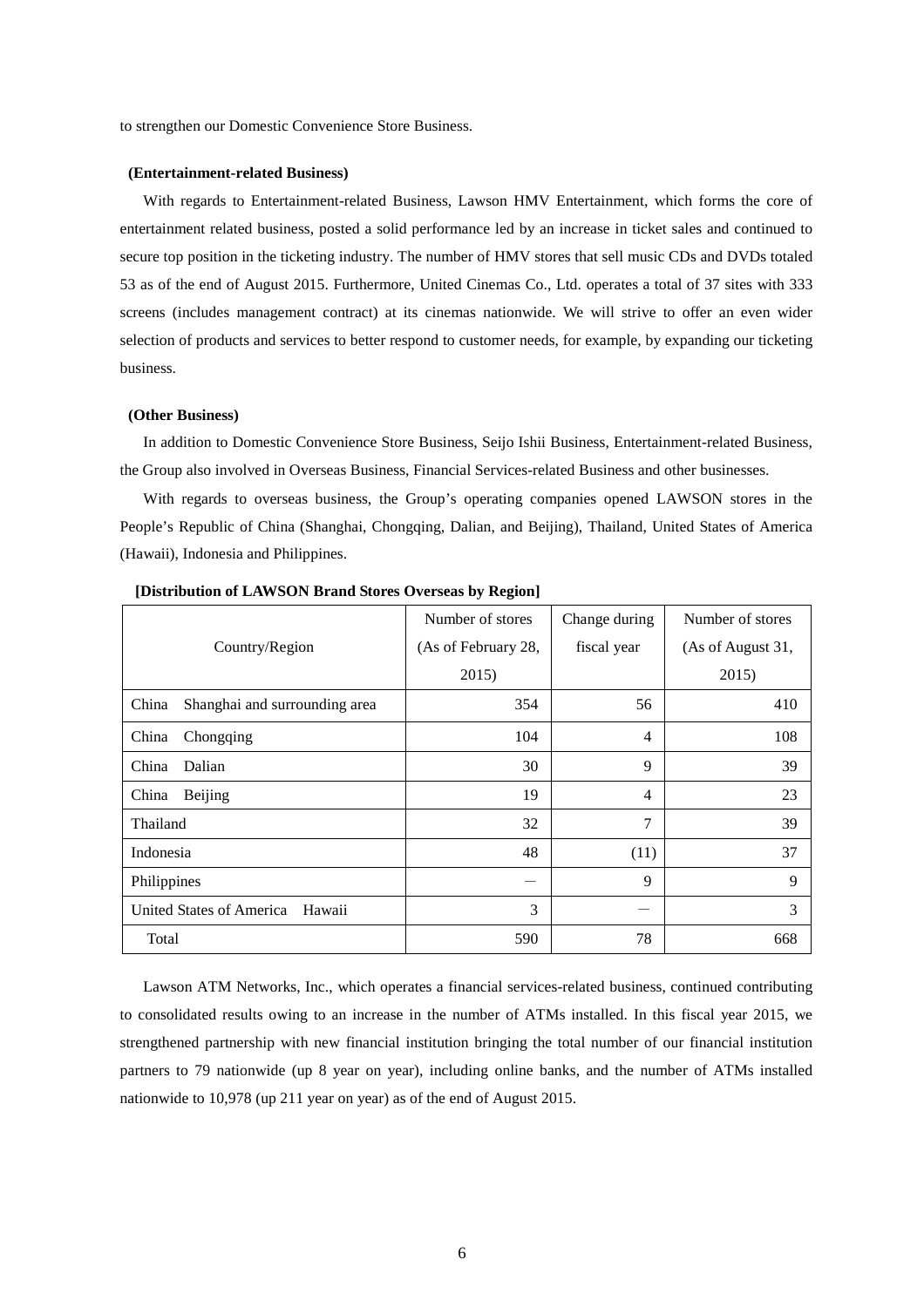to strengthen our Domestic Convenience Store Business.

**(Entertainment-related Business)**

With regards to Entertainment-related Business, Lawson HMV Entertainment, which forms the core of entertainment related business, posted a solid performance led by an increase in ticket sales and continued to secure top position in the ticketing industry. The number of HMV stores that sell music CDs and DVDs totaled 53 as of the end of August 2015. Furthermore, United Cinemas Co., Ltd. operates a total of 37 sites with 333 screens (includes management contract) at its cinemas nationwide. We will strive to offer an even wider selection of products and services to better respond to customer needs, for example, by expanding our ticketing business.

**(Other Business)**

In addition to Domestic Convenience Store Business, Seijo Ishii Business, Entertainment-related Business, the Group also involved in Overseas Business, Financial Services-related Business and other businesses.

With regards to overseas business, the Group's operating companies opened LAWSON stores in the People's Republic of China (Shanghai, Chongqing, Dalian, and Beijing), Thailand, United States of America (Hawaii), Indonesia and Philippines.

**[Distribution of LAWSON Brand Stores Overseas by Region]**

| Country/Region | Number of stores (As of February 28, 2015) | Change during fiscal year | Number of stores (As of August 31, 2015) |
|---|---|---|---|
| China Shanghai and surrounding area | 354 | 56 | 410 |
| China Chongqing | 104 | 4 | 108 |
| China Dalian | 30 | 9 | 39 |
| China Beijing | 19 | 4 | 23 |
| Thailand | 32 | 7 | 39 |
| Indonesia | 48 | (11) | 37 |
| Philippines | ― | 9 | 9 |
| United States of America Hawaii | 3 | ― | 3 |
| Total | 590 | 78 | 668 |

Lawson ATM Networks, Inc., which operates a financial services-related business, continued contributing to consolidated results owing to an increase in the number of ATMs installed. In this fiscal year 2015, we strengthened partnership with new financial institution bringing the total number of our financial institution partners to 79 nationwide (up 8 year on year), including online banks, and the number of ATMs installed nationwide to 10,978 (up 211 year on year) as of the end of August 2015.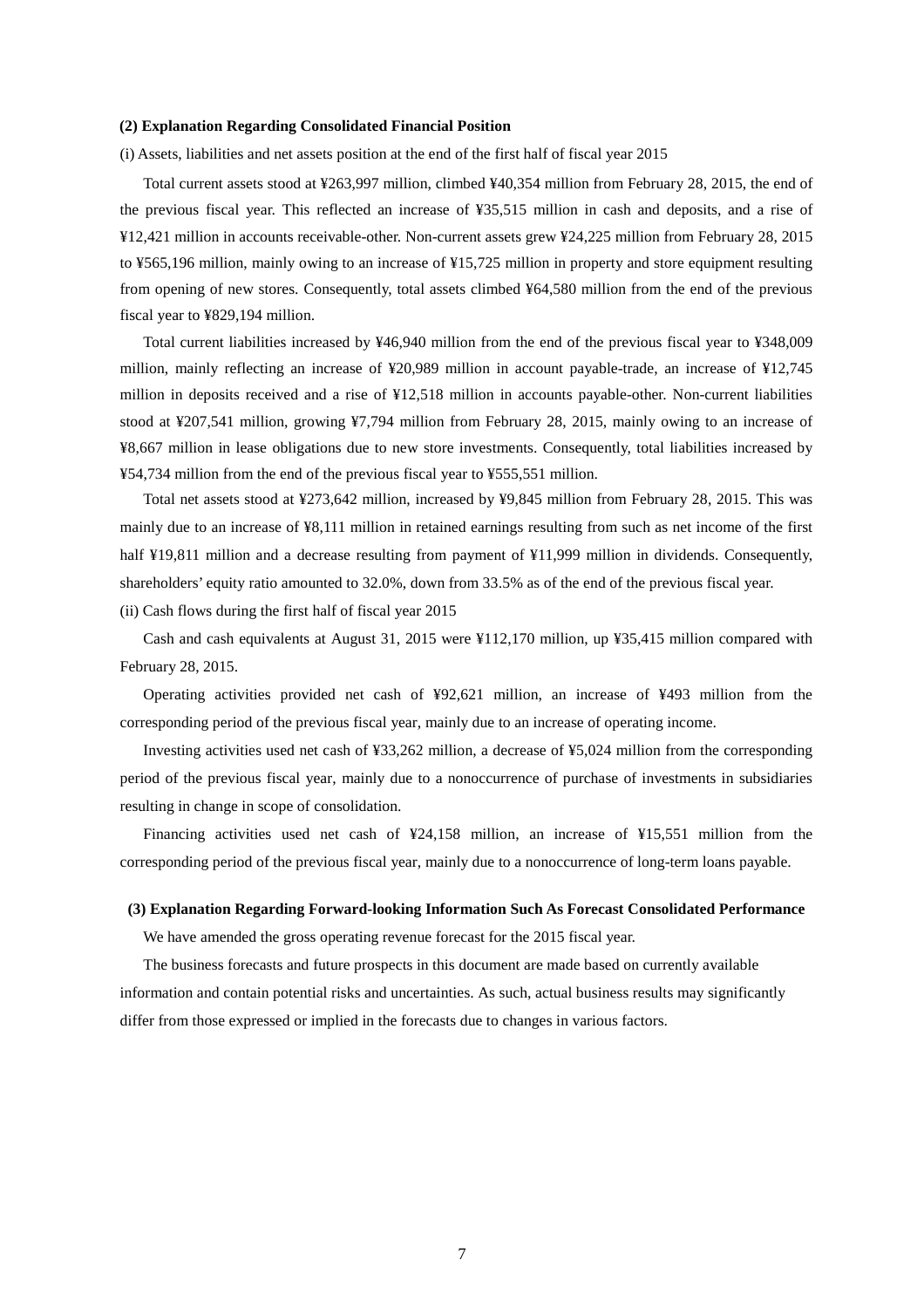**(2) Explanation Regarding Consolidated Financial Position**

(i) Assets, liabilities and net assets position at the end of the first half of fiscal year 2015

Total current assets stood at ¥263,997 million, climbed ¥40,354 million from February 28, 2015, the end of the previous fiscal year. This reflected an increase of ¥35,515 million in cash and deposits, and a rise of ¥12,421 million in accounts receivable-other. Non-current assets grew ¥24,225 million from February 28, 2015 to ¥565,196 million, mainly owing to an increase of ¥15,725 million in property and store equipment resulting from opening of new stores. Consequently, total assets climbed ¥64,580 million from the end of the previous fiscal year to ¥829,194 million.

Total current liabilities increased by ¥46,940 million from the end of the previous fiscal year to ¥348,009 million, mainly reflecting an increase of ¥20,989 million in account payable-trade, an increase of ¥12,745 million in deposits received and a rise of ¥12,518 million in accounts payable-other. Non-current liabilities stood at ¥207,541 million, growing ¥7,794 million from February 28, 2015, mainly owing to an increase of ¥8,667 million in lease obligations due to new store investments. Consequently, total liabilities increased by ¥54,734 million from the end of the previous fiscal year to ¥555,551 million.

Total net assets stood at ¥273,642 million, increased by ¥9,845 million from February 28, 2015. This was mainly due to an increase of ¥8,111 million in retained earnings resulting from such as net income of the first half ¥19,811 million and a decrease resulting from payment of ¥11,999 million in dividends. Consequently, shareholders' equity ratio amounted to 32.0%, down from 33.5% as of the end of the previous fiscal year.

(ii) Cash flows during the first half of fiscal year 2015

Cash and cash equivalents at August 31, 2015 were ¥112,170 million, up ¥35,415 million compared with February 28, 2015.

Operating activities provided net cash of ¥92,621 million, an increase of ¥493 million from the corresponding period of the previous fiscal year, mainly due to an increase of operating income.

Investing activities used net cash of ¥33,262 million, a decrease of ¥5,024 million from the corresponding period of the previous fiscal year, mainly due to a nonoccurrence of purchase of investments in subsidiaries resulting in change in scope of consolidation.

Financing activities used net cash of ¥24,158 million, an increase of ¥15,551 million from the corresponding period of the previous fiscal year, mainly due to a nonoccurrence of long-term loans payable.

**(3) Explanation Regarding Forward-looking Information Such As Forecast Consolidated Performance**

We have amended the gross operating revenue forecast for the 2015 fiscal year.

The business forecasts and future prospects in this document are made based on currently available information and contain potential risks and uncertainties. As such, actual business results may significantly differ from those expressed or implied in the forecasts due to changes in various factors.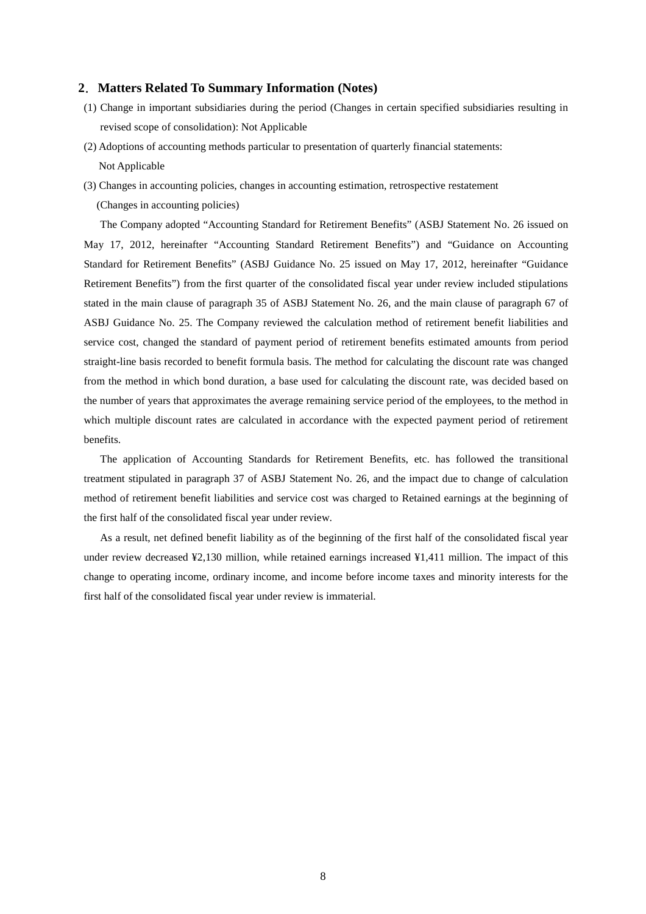## 2. Matters Related To Summary Information (Notes)

(1) Change in important subsidiaries during the period (Changes in certain specified subsidiaries resulting in revised scope of consolidation): Not Applicable

(2) Adoptions of accounting methods particular to presentation of quarterly financial statements: Not Applicable

(3) Changes in accounting policies, changes in accounting estimation, retrospective restatement

(Changes in accounting policies)

The Company adopted "Accounting Standard for Retirement Benefits" (ASBJ Statement No. 26 issued on May 17, 2012, hereinafter "Accounting Standard Retirement Benefits") and "Guidance on Accounting Standard for Retirement Benefits" (ASBJ Guidance No. 25 issued on May 17, 2012, hereinafter "Guidance Retirement Benefits") from the first quarter of the consolidated fiscal year under review included stipulations stated in the main clause of paragraph 35 of ASBJ Statement No. 26, and the main clause of paragraph 67 of ASBJ Guidance No. 25. The Company reviewed the calculation method of retirement benefit liabilities and service cost, changed the standard of payment period of retirement benefits estimated amounts from period straight-line basis recorded to benefit formula basis. The method for calculating the discount rate was changed from the method in which bond duration, a base used for calculating the discount rate, was decided based on the number of years that approximates the average remaining service period of the employees, to the method in which multiple discount rates are calculated in accordance with the expected payment period of retirement benefits.

The application of Accounting Standards for Retirement Benefits, etc. has followed the transitional treatment stipulated in paragraph 37 of ASBJ Statement No. 26, and the impact due to change of calculation method of retirement benefit liabilities and service cost was charged to Retained earnings at the beginning of the first half of the consolidated fiscal year under review.

As a result, net defined benefit liability as of the beginning of the first half of the consolidated fiscal year under review decreased ¥2,130 million, while retained earnings increased ¥1,411 million. The impact of this change to operating income, ordinary income, and income before income taxes and minority interests for the first half of the consolidated fiscal year under review is immaterial.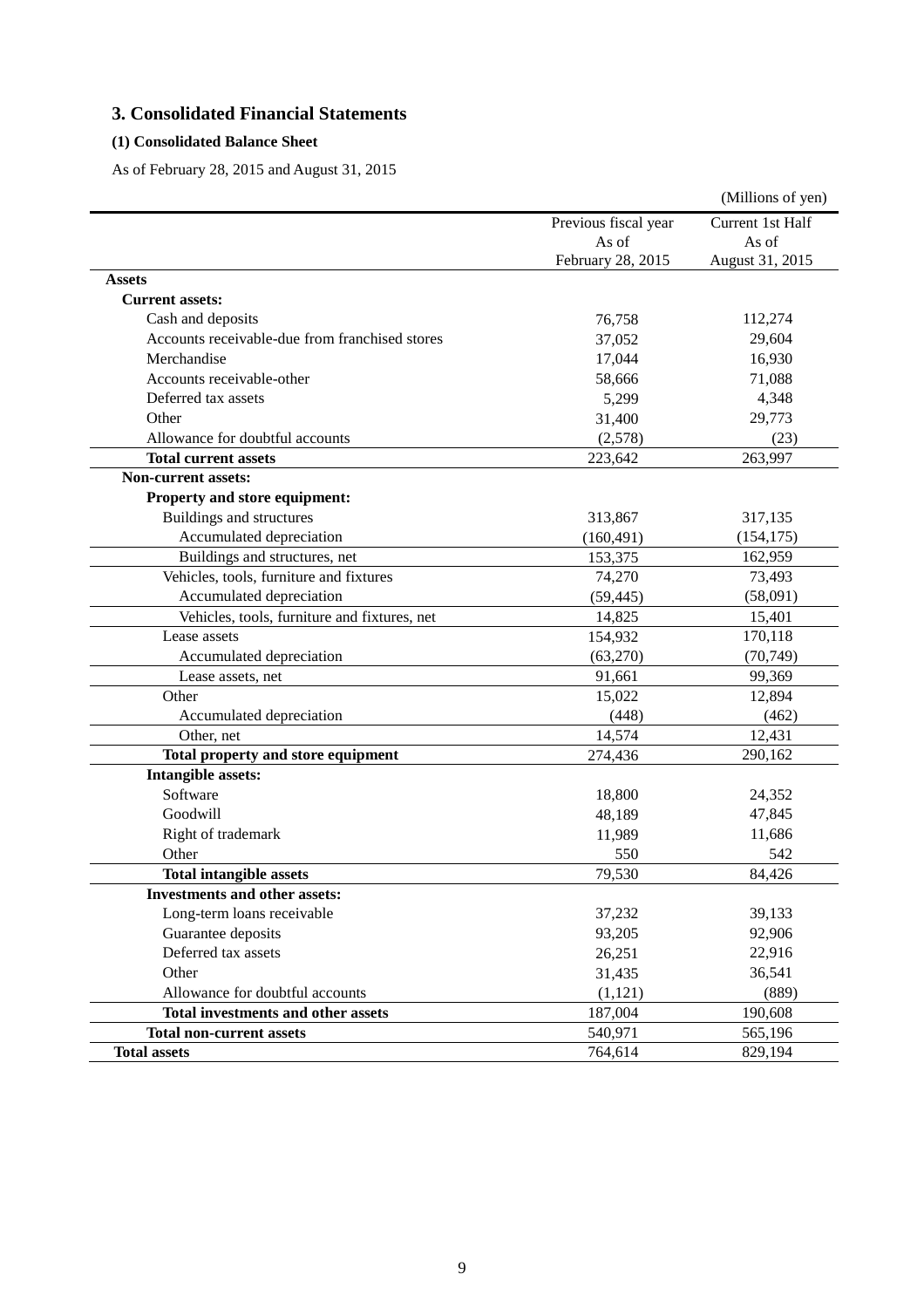## 3. Consolidated Financial Statements

### (1) Consolidated Balance Sheet

As of February 28, 2015 and August 31, 2015

(Millions of yen)

| | Previous fiscal year As of February 28, 2015 | Current 1st Half As of August 31, 2015 |
|---|---|---|
| **Assets** | | |
| **Current assets:** | | |
| Cash and deposits | 76,758 | 112,274 |
| Accounts receivable-due from franchised stores | 37,052 | 29,604 |
| Merchandise | 17,044 | 16,930 |
| Accounts receivable-other | 58,666 | 71,088 |
| Deferred tax assets | 5,299 | 4,348 |
| Other | 31,400 | 29,773 |
| Allowance for doubtful accounts | (2,578) | (23) |
| **Total current assets** | 223,642 | 263,997 |
| **Non-current assets:** | | |
| **Property and store equipment:** | | |
| Buildings and structures | 313,867 | 317,135 |
| Accumulated depreciation | (160,491) | (154,175) |
| Buildings and structures, net | 153,375 | 162,959 |
| Vehicles, tools, furniture and fixtures | 74,270 | 73,493 |
| Accumulated depreciation | (59,445) | (58,091) |
| Vehicles, tools, furniture and fixtures, net | 14,825 | 15,401 |
| Lease assets | 154,932 | 170,118 |
| Accumulated depreciation | (63,270) | (70,749) |
| Lease assets, net | 91,661 | 99,369 |
| Other | 15,022 | 12,894 |
| Accumulated depreciation | (448) | (462) |
| Other, net | 14,574 | 12,431 |
| **Total property and store equipment** | 274,436 | 290,162 |
| **Intangible assets:** | | |
| Software | 18,800 | 24,352 |
| Goodwill | 48,189 | 47,845 |
| Right of trademark | 11,989 | 11,686 |
| Other | 550 | 542 |
| **Total intangible assets** | 79,530 | 84,426 |
| **Investments and other assets:** | | |
| Long-term loans receivable | 37,232 | 39,133 |
| Guarantee deposits | 93,205 | 92,906 |
| Deferred tax assets | 26,251 | 22,916 |
| Other | 31,435 | 36,541 |
| Allowance for doubtful accounts | (1,121) | (889) |
| **Total investments and other assets** | 187,004 | 190,608 |
| **Total non-current assets** | 540,971 | 565,196 |
| **Total assets** | 764,614 | 829,194 |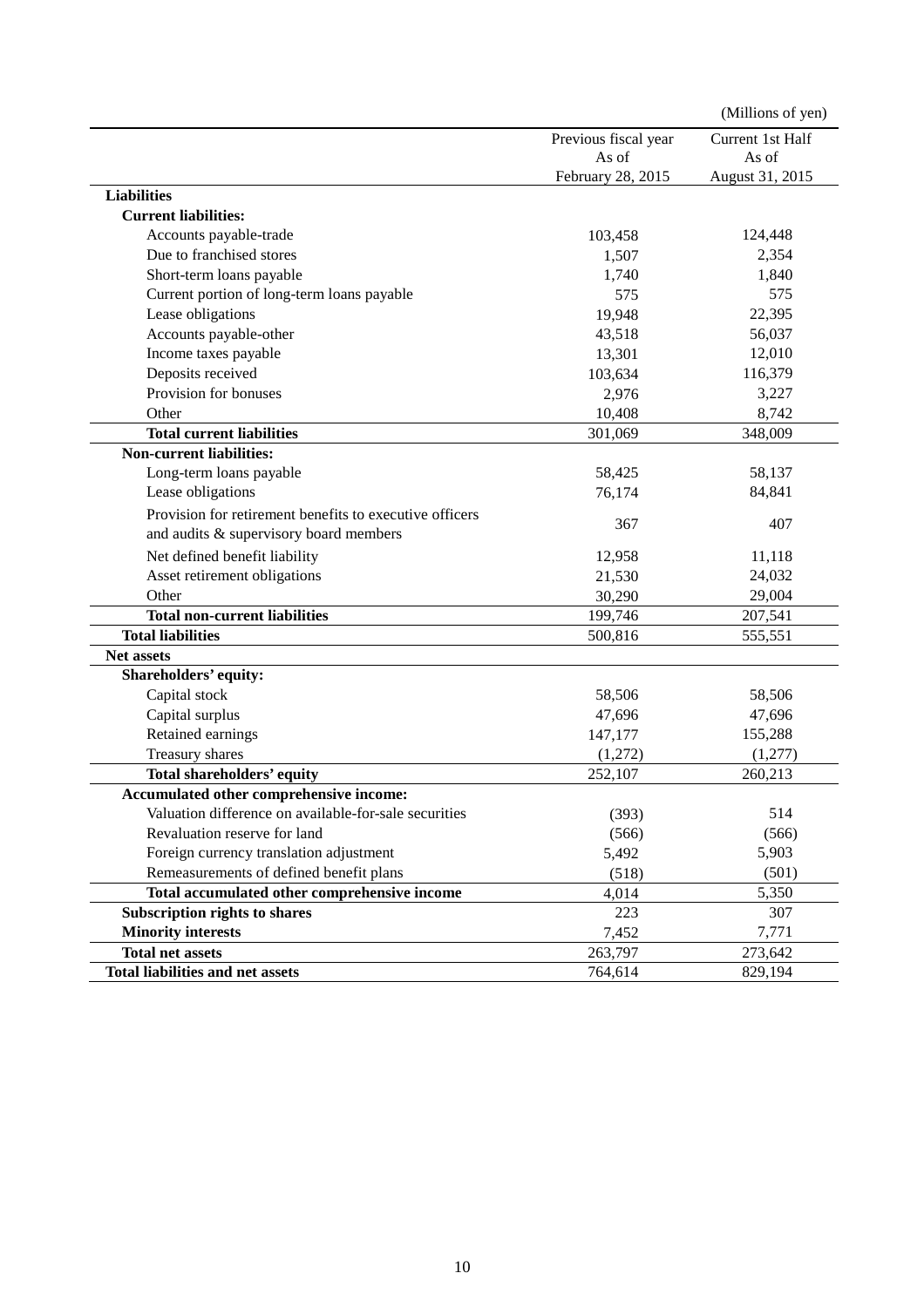(Millions of yen)

| | Previous fiscal year As of February 28, 2015 | Current 1st Half As of August 31, 2015 |
|---|---|---|
| **Liabilities** | | |
| **Current liabilities:** | | |
| Accounts payable-trade | 103,458 | 124,448 |
| Due to franchised stores | 1,507 | 2,354 |
| Short-term loans payable | 1,740 | 1,840 |
| Current portion of long-term loans payable | 575 | 575 |
| Lease obligations | 19,948 | 22,395 |
| Accounts payable-other | 43,518 | 56,037 |
| Income taxes payable | 13,301 | 12,010 |
| Deposits received | 103,634 | 116,379 |
| Provision for bonuses | 2,976 | 3,227 |
| Other | 10,408 | 8,742 |
| **Total current liabilities** | 301,069 | 348,009 |
| **Non-current liabilities:** | | |
| Long-term loans payable | 58,425 | 58,137 |
| Lease obligations | 76,174 | 84,841 |
| Provision for retirement benefits to executive officers and audits & supervisory board members | 367 | 407 |
| Net defined benefit liability | 12,958 | 11,118 |
| Asset retirement obligations | 21,530 | 24,032 |
| Other | 30,290 | 29,004 |
| **Total non-current liabilities** | 199,746 | 207,541 |
| **Total liabilities** | 500,816 | 555,551 |
| **Net assets** | | |
| **Shareholders' equity:** | | |
| Capital stock | 58,506 | 58,506 |
| Capital surplus | 47,696 | 47,696 |
| Retained earnings | 147,177 | 155,288 |
| Treasury shares | (1,272) | (1,277) |
| **Total shareholders' equity** | 252,107 | 260,213 |
| **Accumulated other comprehensive income:** | | |
| Valuation difference on available-for-sale securities | (393) | 514 |
| Revaluation reserve for land | (566) | (566) |
| Foreign currency translation adjustment | 5,492 | 5,903 |
| Remeasurements of defined benefit plans | (518) | (501) |
| **Total accumulated other comprehensive income** | 4,014 | 5,350 |
| **Subscription rights to shares** | 223 | 307 |
| **Minority interests** | 7,452 | 7,771 |
| **Total net assets** | 263,797 | 273,642 |
| **Total liabilities and net assets** | 764,614 | 829,194 |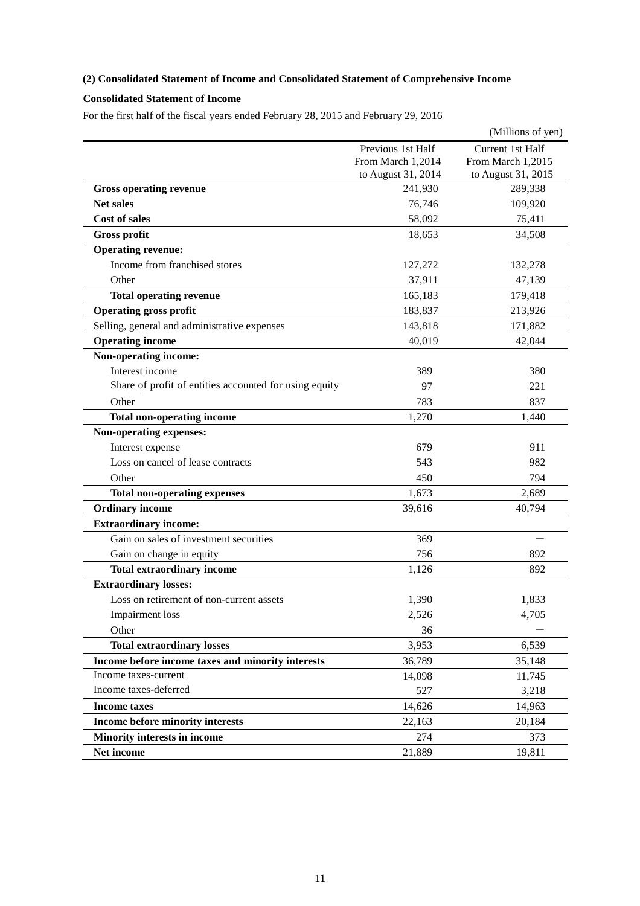## (2) Consolidated Statement of Income and Consolidated Statement of Comprehensive Income

### Consolidated Statement of Income

For the first half of the fiscal years ended February 28, 2015 and February 29, 2016

(Millions of yen)

| | Previous 1st Half From March 1,2014 to August 31, 2014 | Current 1st Half From March 1,2015 to August 31, 2015 |
|---|---|---|
| **Gross operating revenue** | 241,930 | 289,338 |
| **Net sales** | 76,746 | 109,920 |
| **Cost of sales** | 58,092 | 75,411 |
| **Gross profit** | 18,653 | 34,508 |
| **Operating revenue:** | | |
| Income from franchised stores | 127,272 | 132,278 |
| Other | 37,911 | 47,139 |
| **Total operating revenue** | 165,183 | 179,418 |
| **Operating gross profit** | 183,837 | 213,926 |
| Selling, general and administrative expenses | 143,818 | 171,882 |
| **Operating income** | 40,019 | 42,044 |
| **Non-operating income:** | | |
| Interest income | 389 | 380 |
| Share of profit of entities accounted for using equity | 97 | 221 |
| Other | 783 | 837 |
| **Total non-operating income** | 1,270 | 1,440 |
| **Non-operating expenses:** | | |
| Interest expense | 679 | 911 |
| Loss on cancel of lease contracts | 543 | 982 |
| Other | 450 | 794 |
| **Total non-operating expenses** | 1,673 | 2,689 |
| **Ordinary income** | 39,616 | 40,794 |
| **Extraordinary income:** | | |
| Gain on sales of investment securities | 369 | — |
| Gain on change in equity | 756 | 892 |
| **Total extraordinary income** | 1,126 | 892 |
| **Extraordinary losses:** | | |
| Loss on retirement of non-current assets | 1,390 | 1,833 |
| Impairment loss | 2,526 | 4,705 |
| Other | 36 | — |
| **Total extraordinary losses** | 3,953 | 6,539 |
| **Income before income taxes and minority interests** | 36,789 | 35,148 |
| Income taxes-current | 14,098 | 11,745 |
| Income taxes-deferred | 527 | 3,218 |
| **Income taxes** | 14,626 | 14,963 |
| **Income before minority interests** | 22,163 | 20,184 |
| **Minority interests in income** | 274 | 373 |
| **Net income** | 21,889 | 19,811 |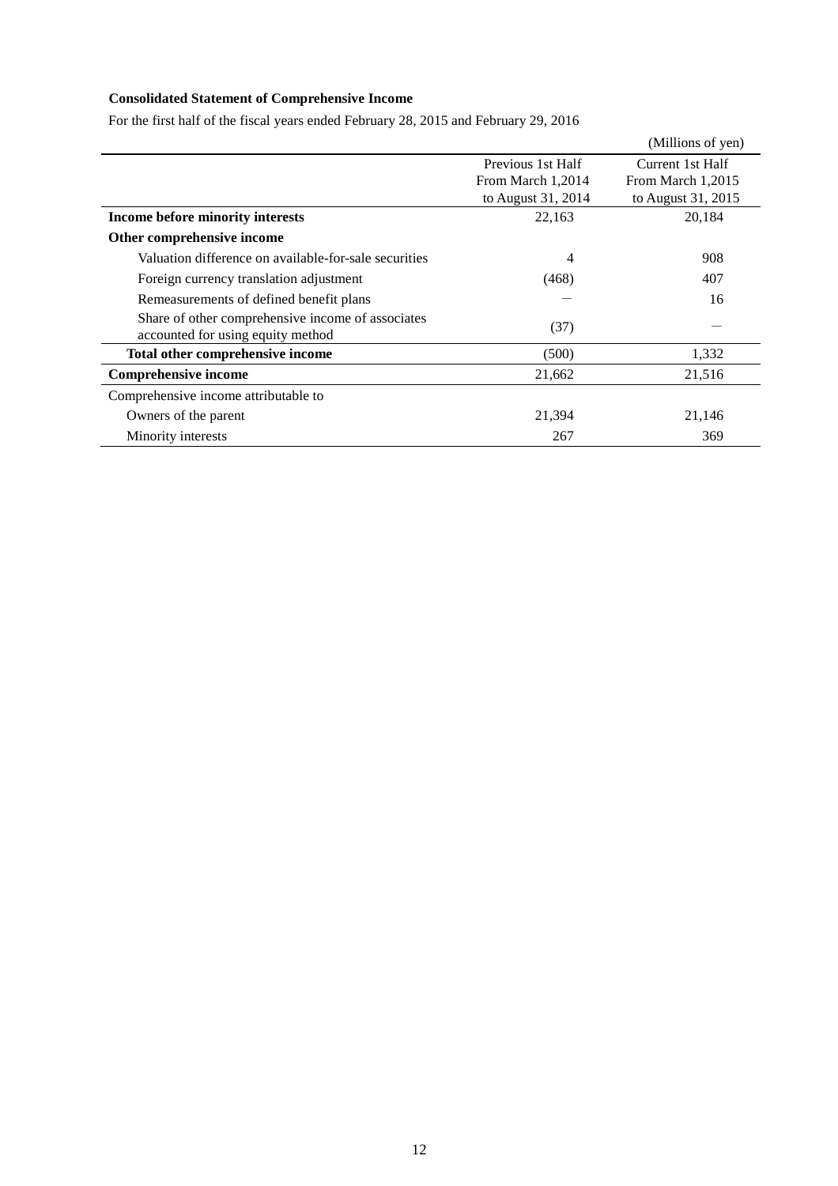**Consolidated Statement of Comprehensive Income**

For the first half of the fiscal years ended February 28, 2015 and February 29, 2016

(Millions of yen)

| | Previous 1st Half From March 1,2014 to August 31, 2014 | Current 1st Half From March 1,2015 to August 31, 2015 |
|---|---|---|
| **Income before minority interests** | 22,163 | 20,184 |
| **Other comprehensive income** | | |
| Valuation difference on available-for-sale securities | 4 | 908 |
| Foreign currency translation adjustment | (468) | 407 |
| Remeasurements of defined benefit plans | — | 16 |
| Share of other comprehensive income of associates accounted for using equity method | (37) | — |
| **Total other comprehensive income** | (500) | 1,332 |
| **Comprehensive income** | 21,662 | 21,516 |
| Comprehensive income attributable to | | |
| Owners of the parent | 21,394 | 21,146 |
| Minority interests | 267 | 369 |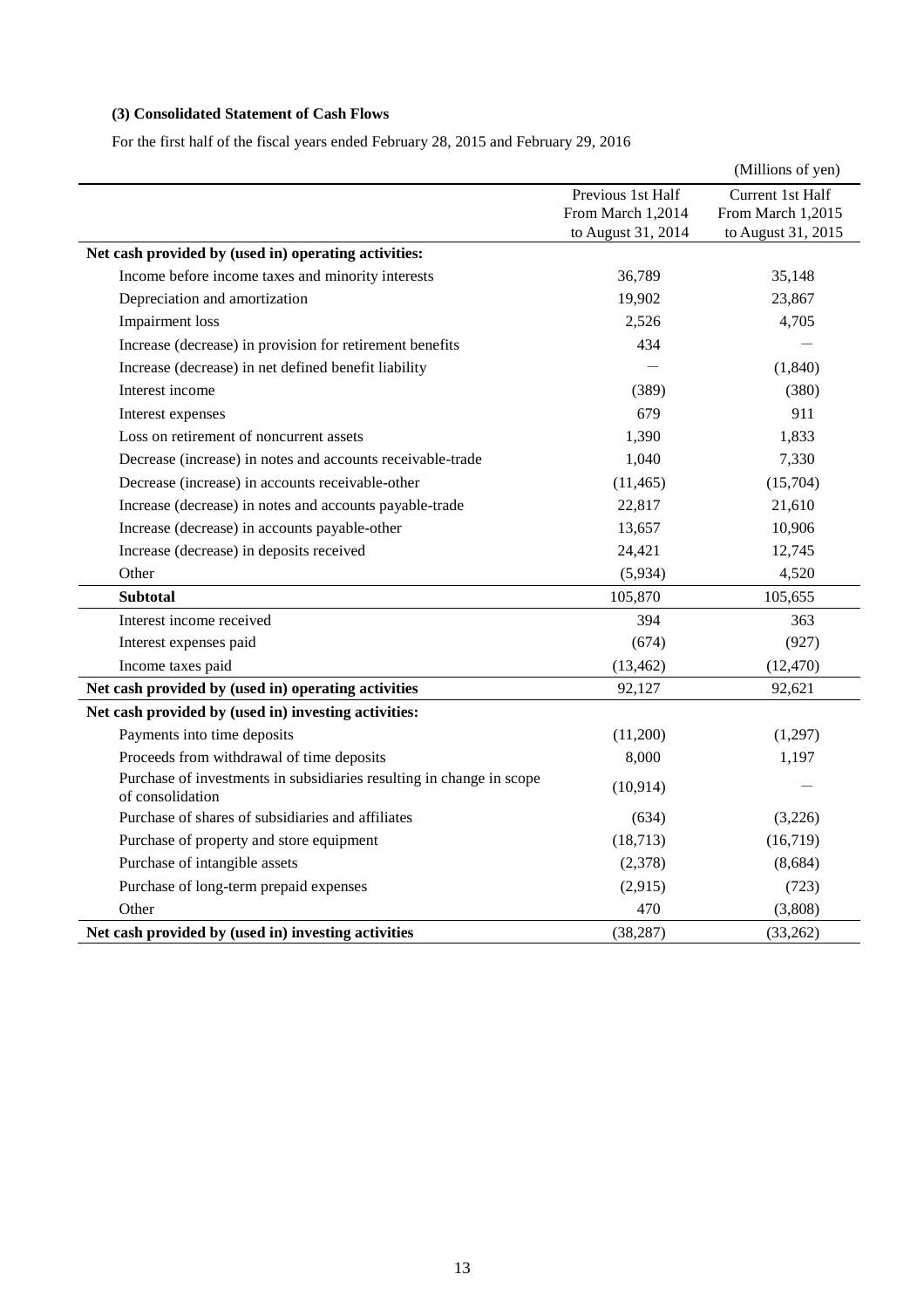### (3) Consolidated Statement of Cash Flows

For the first half of the fiscal years ended February 28, 2015 and February 29, 2016

(Millions of yen)

| | Previous 1st Half From March 1,2014 to August 31, 2014 | Current 1st Half From March 1,2015 to August 31, 2015 |
|---|---|---|
| **Net cash provided by (used in) operating activities:** | | |
| Income before income taxes and minority interests | 36,789 | 35,148 |
| Depreciation and amortization | 19,902 | 23,867 |
| Impairment loss | 2,526 | 4,705 |
| Increase (decrease) in provision for retirement benefits | 434 | — |
| Increase (decrease) in net defined benefit liability | — | (1,840) |
| Interest income | (389) | (380) |
| Interest expenses | 679 | 911 |
| Loss on retirement of noncurrent assets | 1,390 | 1,833 |
| Decrease (increase) in notes and accounts receivable-trade | 1,040 | 7,330 |
| Decrease (increase) in accounts receivable-other | (11,465) | (15,704) |
| Increase (decrease) in notes and accounts payable-trade | 22,817 | 21,610 |
| Increase (decrease) in accounts payable-other | 13,657 | 10,906 |
| Increase (decrease) in deposits received | 24,421 | 12,745 |
| Other | (5,934) | 4,520 |
| **Subtotal** | 105,870 | 105,655 |
| Interest income received | 394 | 363 |
| Interest expenses paid | (674) | (927) |
| Income taxes paid | (13,462) | (12,470) |
| **Net cash provided by (used in) operating activities** | 92,127 | 92,621 |
| **Net cash provided by (used in) investing activities:** | | |
| Payments into time deposits | (11,200) | (1,297) |
| Proceeds from withdrawal of time deposits | 8,000 | 1,197 |
| Purchase of investments in subsidiaries resulting in change in scope of consolidation | (10,914) | — |
| Purchase of shares of subsidiaries and affiliates | (634) | (3,226) |
| Purchase of property and store equipment | (18,713) | (16,719) |
| Purchase of intangible assets | (2,378) | (8,684) |
| Purchase of long-term prepaid expenses | (2,915) | (723) |
| Other | 470 | (3,808) |
| **Net cash provided by (used in) investing activities** | (38,287) | (33,262) |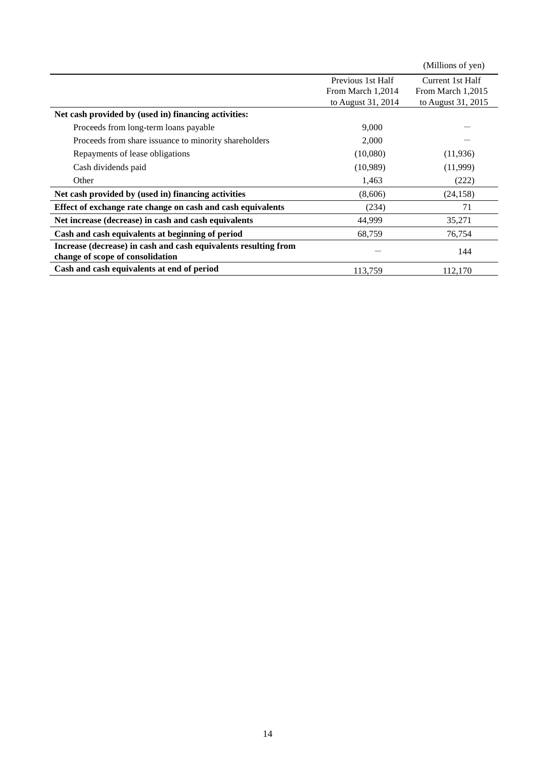(Millions of yen)

| | Previous 1st Half From March 1,2014 to August 31, 2014 | Current 1st Half From March 1,2015 to August 31, 2015 |
|---|---|---|
| **Net cash provided by (used in) financing activities:** | | |
| Proceeds from long-term loans payable | 9,000 | ― |
| Proceeds from share issuance to minority shareholders | 2,000 | ― |
| Repayments of lease obligations | (10,080) | (11,936) |
| Cash dividends paid | (10,989) | (11,999) |
| Other | 1,463 | (222) |
| **Net cash provided by (used in) financing activities** | (8,606) | (24,158) |
| **Effect of exchange rate change on cash and cash equivalents** | (234) | 71 |
| **Net increase (decrease) in cash and cash equivalents** | 44,999 | 35,271 |
| **Cash and cash equivalents at beginning of period** | 68,759 | 76,754 |
| **Increase (decrease) in cash and cash equivalents resulting from change of scope of consolidation** | ― | 144 |
| **Cash and cash equivalents at end of period** | 113,759 | 112,170 |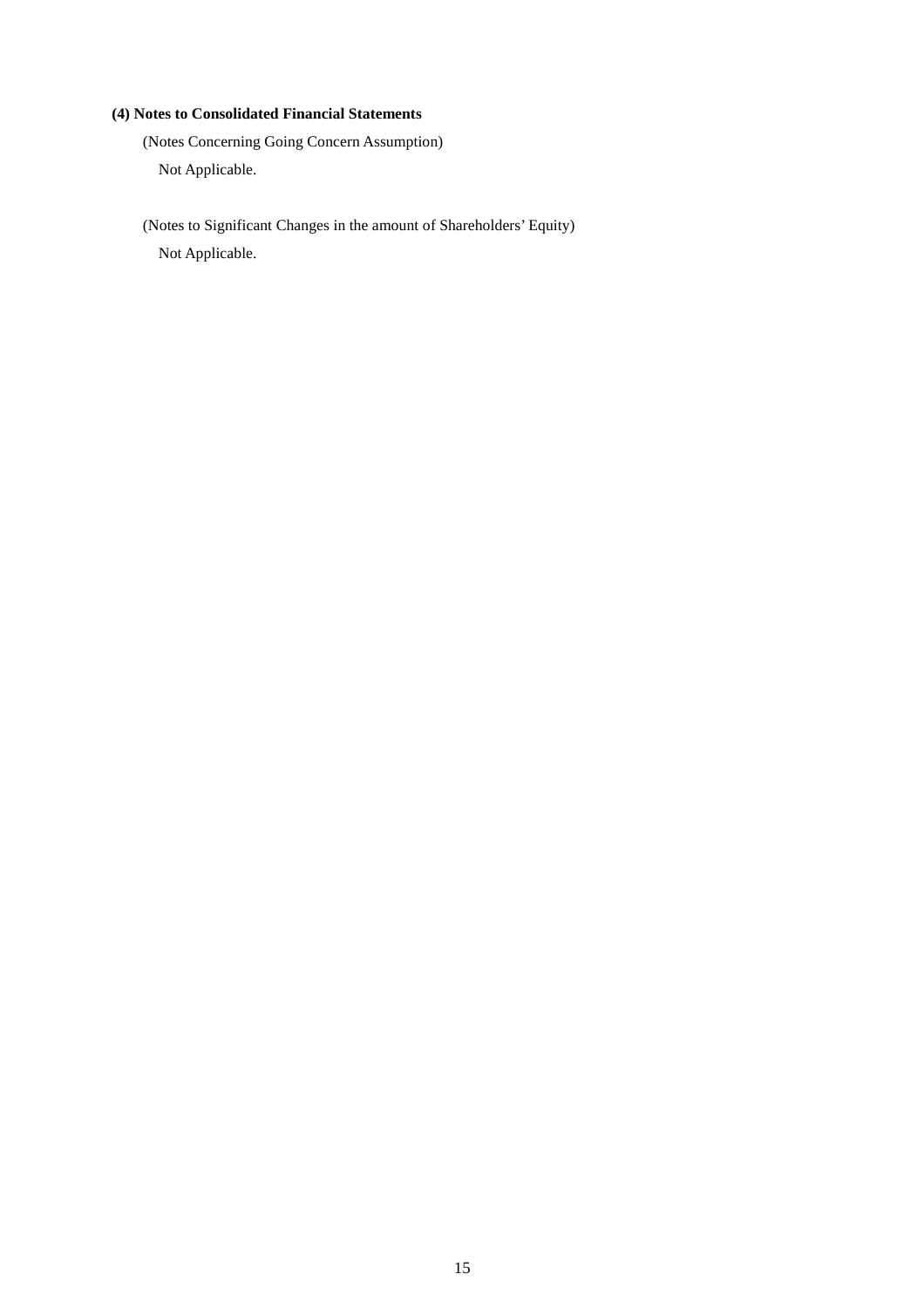### (4) Notes to Consolidated Financial Statements

(Notes Concerning Going Concern Assumption)

Not Applicable.

(Notes to Significant Changes in the amount of Shareholders' Equity)

Not Applicable.